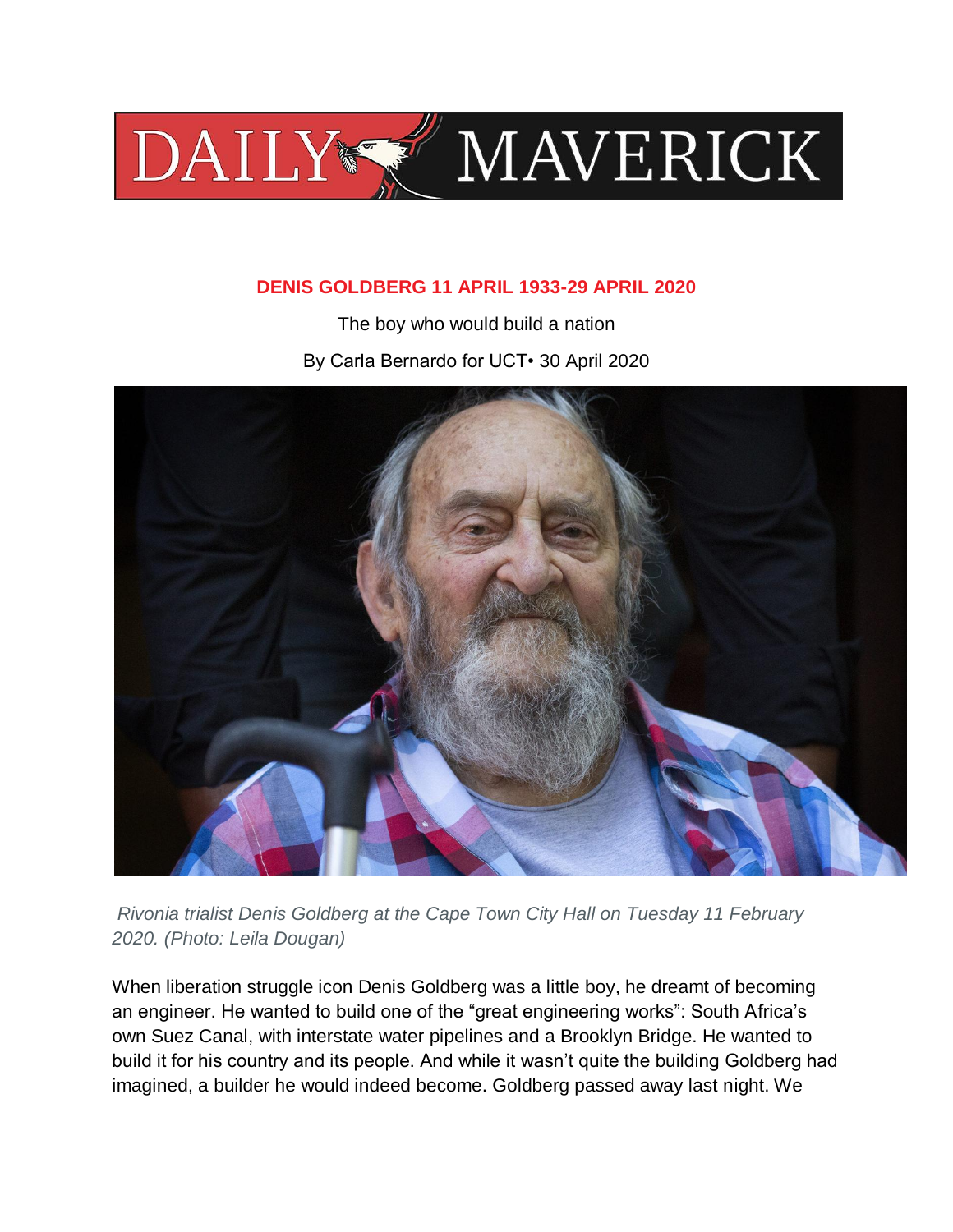# DAILY MAVERICK

## DENIS GOLDBERG 11 APRIL 1933-29 APRIL 2020

The boy who would build a nation

By Carla Bernardo for UCT• 30 April 2020

*Rivonia trialist Denis Goldberg at the Cape Town City Hall on Tuesday 11 February 2020. (Photo: Leila Dougan)*

When liberation struggle icon Denis Goldberg was a little boy, he dreamt of becoming an engineer. He wanted to build one of the "great engineering works": South Africa's own Suez Canal, with interstate water pipelines and a Brooklyn Bridge. He wanted to build it for his country and its people. And while it wasn't quite the building Goldberg had imagined, a builder he would indeed become. Goldberg passed away last night. We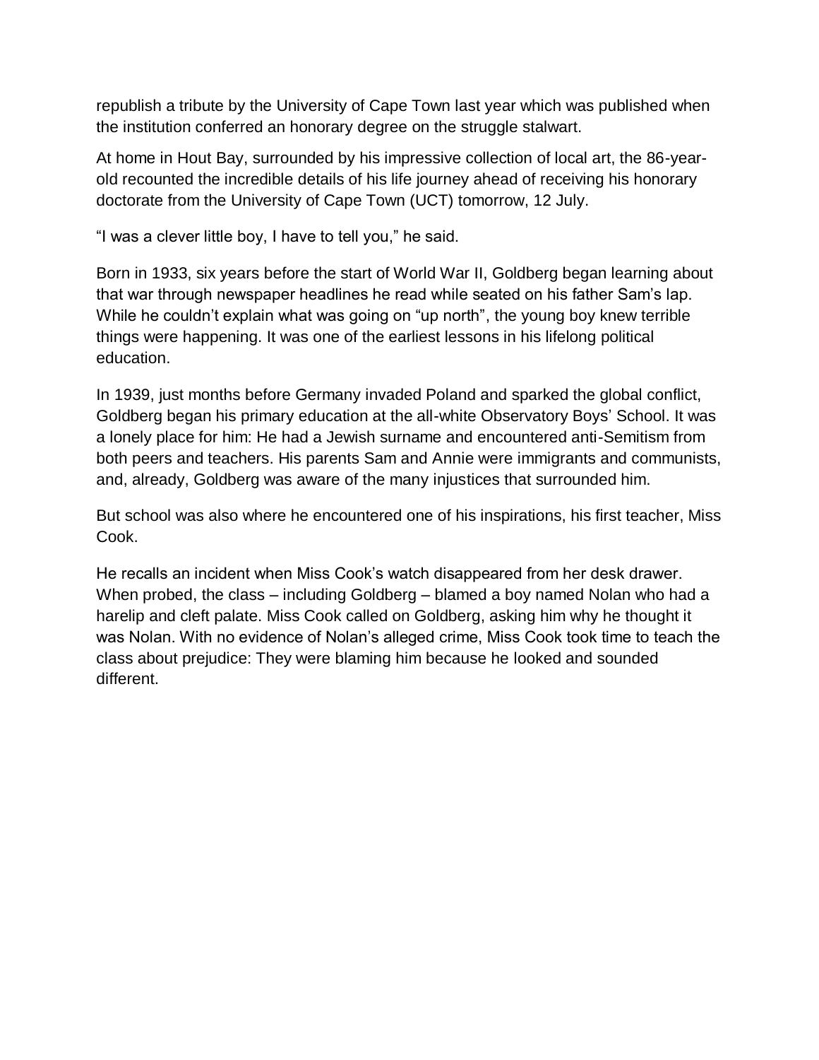republish a tribute by the University of Cape Town last year which was published when the institution conferred an honorary degree on the struggle stalwart.

At home in Hout Bay, surrounded by his impressive collection of local art, the 86-year-old recounted the incredible details of his life journey ahead of receiving his honorary doctorate from the University of Cape Town (UCT) tomorrow, 12 July.

"I was a clever little boy, I have to tell you," he said.

Born in 1933, six years before the start of World War II, Goldberg began learning about that war through newspaper headlines he read while seated on his father Sam's lap. While he couldn't explain what was going on "up north", the young boy knew terrible things were happening. It was one of the earliest lessons in his lifelong political education.

In 1939, just months before Germany invaded Poland and sparked the global conflict, Goldberg began his primary education at the all-white Observatory Boys' School. It was a lonely place for him: He had a Jewish surname and encountered anti-Semitism from both peers and teachers. His parents Sam and Annie were immigrants and communists, and, already, Goldberg was aware of the many injustices that surrounded him.

But school was also where he encountered one of his inspirations, his first teacher, Miss Cook.

He recalls an incident when Miss Cook's watch disappeared from her desk drawer. When probed, the class – including Goldberg – blamed a boy named Nolan who had a harelip and cleft palate. Miss Cook called on Goldberg, asking him why he thought it was Nolan. With no evidence of Nolan's alleged crime, Miss Cook took time to teach the class about prejudice: They were blaming him because he looked and sounded different.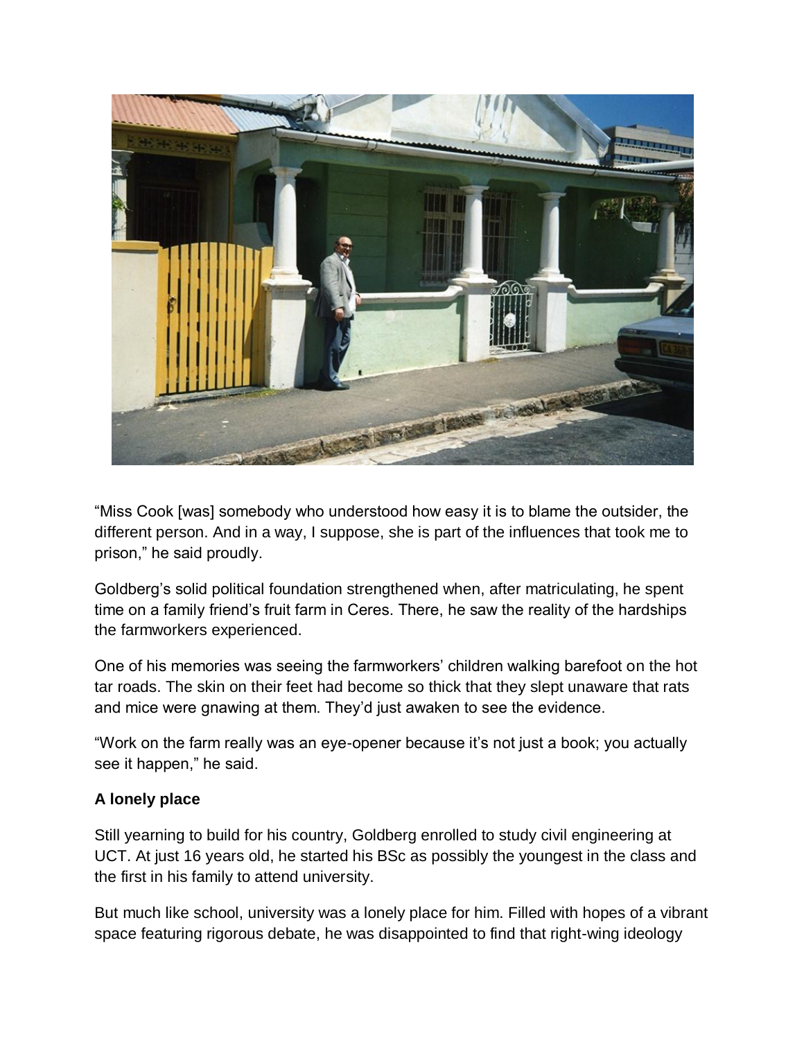"Miss Cook [was] somebody who understood how easy it is to blame the outsider, the different person. And in a way, I suppose, she is part of the influences that took me to prison," he said proudly.

Goldberg's solid political foundation strengthened when, after matriculating, he spent time on a family friend's fruit farm in Ceres. There, he saw the reality of the hardships the farmworkers experienced.

One of his memories was seeing the farmworkers' children walking barefoot on the hot tar roads. The skin on their feet had become so thick that they slept unaware that rats and mice were gnawing at them. They'd just awaken to see the evidence.

"Work on the farm really was an eye-opener because it's not just a book; you actually see it happen," he said.

**A lonely place**

Still yearning to build for his country, Goldberg enrolled to study civil engineering at UCT. At just 16 years old, he started his BSc as possibly the youngest in the class and the first in his family to attend university.

But much like school, university was a lonely place for him. Filled with hopes of a vibrant space featuring rigorous debate, he was disappointed to find that right-wing ideology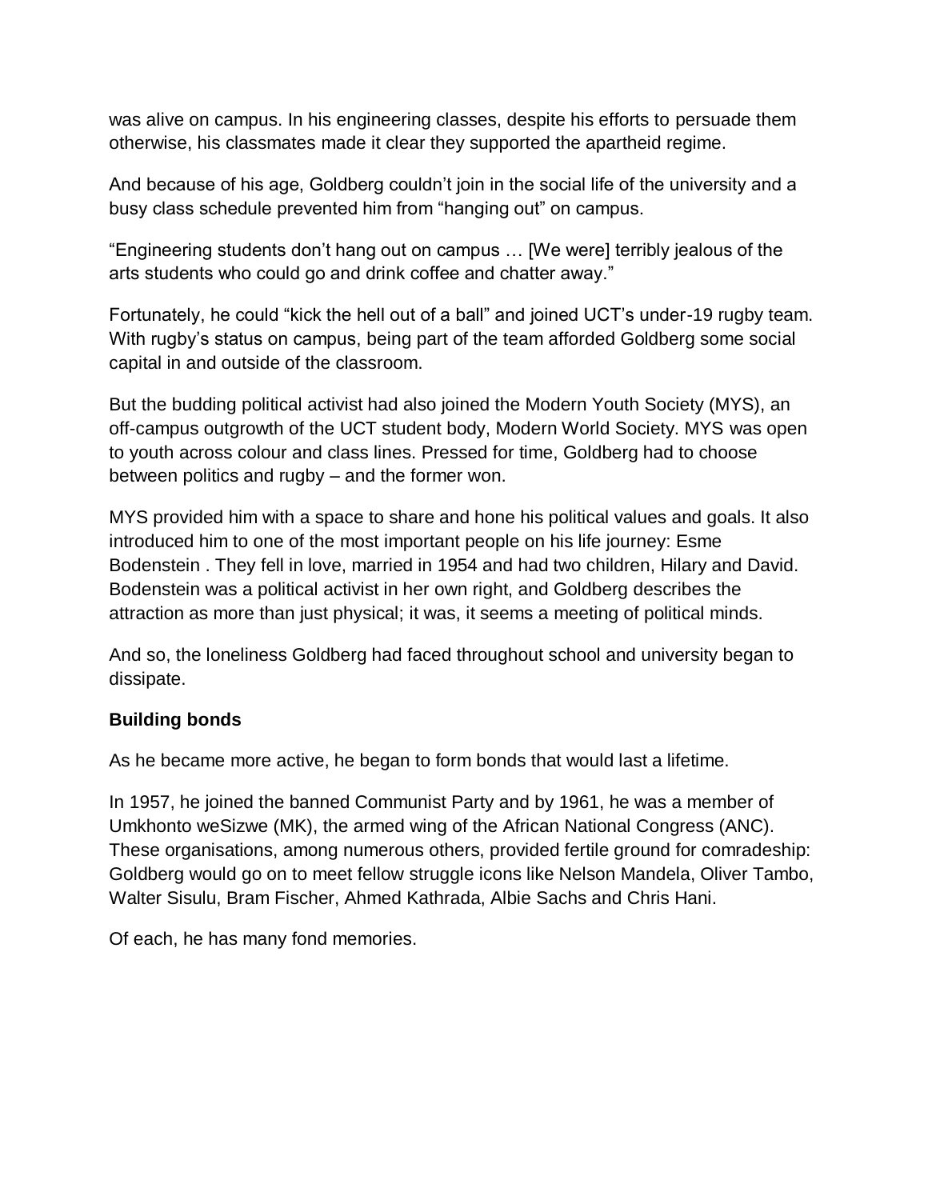was alive on campus. In his engineering classes, despite his efforts to persuade them otherwise, his classmates made it clear they supported the apartheid regime.

And because of his age, Goldberg couldn't join in the social life of the university and a busy class schedule prevented him from "hanging out" on campus.

"Engineering students don't hang out on campus … [We were] terribly jealous of the arts students who could go and drink coffee and chatter away."

Fortunately, he could "kick the hell out of a ball" and joined UCT's under-19 rugby team. With rugby's status on campus, being part of the team afforded Goldberg some social capital in and outside of the classroom.

But the budding political activist had also joined the Modern Youth Society (MYS), an off-campus outgrowth of the UCT student body, Modern World Society. MYS was open to youth across colour and class lines. Pressed for time, Goldberg had to choose between politics and rugby – and the former won.

MYS provided him with a space to share and hone his political values and goals. It also introduced him to one of the most important people on his life journey: Esme Bodenstein . They fell in love, married in 1954 and had two children, Hilary and David. Bodenstein was a political activist in her own right, and Goldberg describes the attraction as more than just physical; it was, it seems a meeting of political minds.

And so, the loneliness Goldberg had faced throughout school and university began to dissipate.

**Building bonds**

As he became more active, he began to form bonds that would last a lifetime.

In 1957, he joined the banned Communist Party and by 1961, he was a member of Umkhonto weSizwe (MK), the armed wing of the African National Congress (ANC). These organisations, among numerous others, provided fertile ground for comradeship: Goldberg would go on to meet fellow struggle icons like Nelson Mandela, Oliver Tambo, Walter Sisulu, Bram Fischer, Ahmed Kathrada, Albie Sachs and Chris Hani.

Of each, he has many fond memories.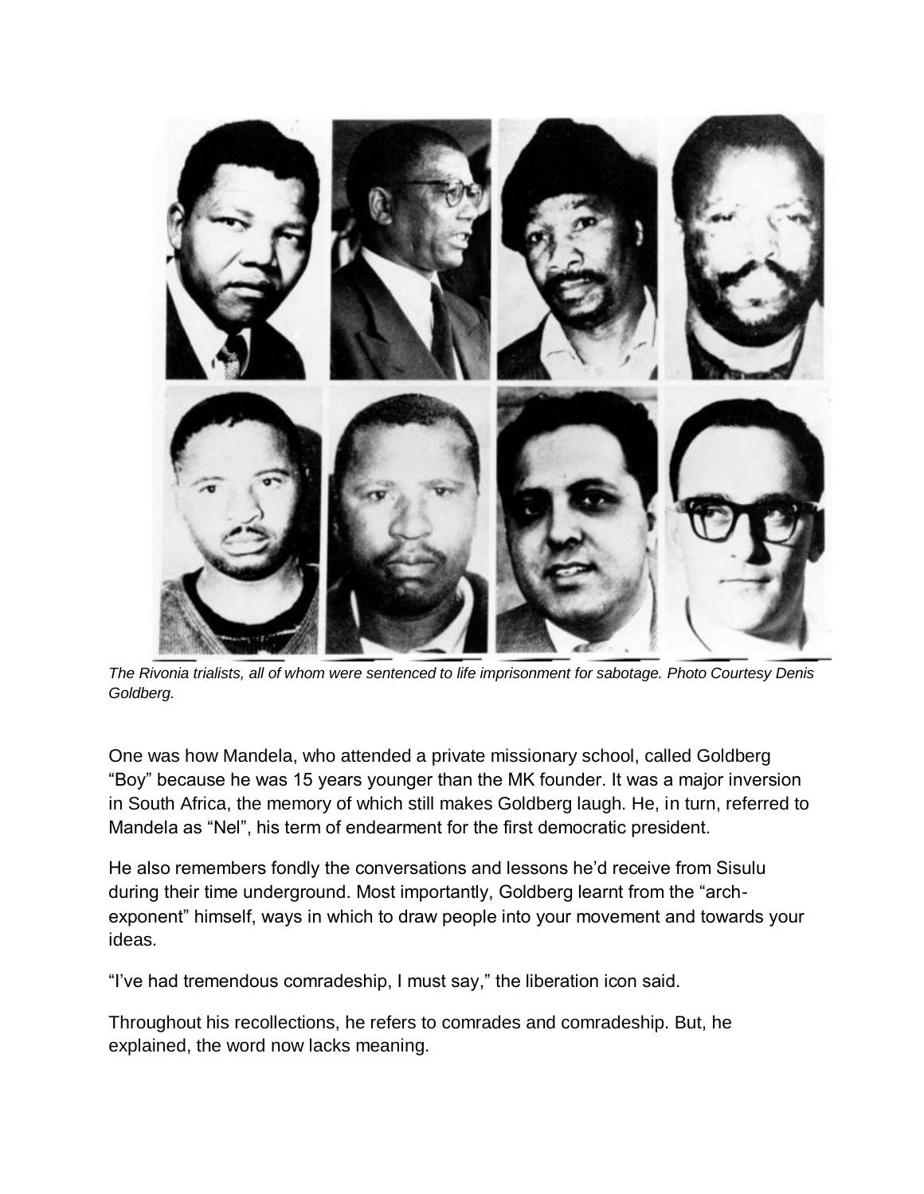*The Rivonia trialists, all of whom were sentenced to life imprisonment for sabotage. Photo Courtesy Denis Goldberg.*

One was how Mandela, who attended a private missionary school, called Goldberg "Boy" because he was 15 years younger than the MK founder. It was a major inversion in South Africa, the memory of which still makes Goldberg laugh. He, in turn, referred to Mandela as "Nel", his term of endearment for the first democratic president.

He also remembers fondly the conversations and lessons he'd receive from Sisulu during their time underground. Most importantly, Goldberg learnt from the "arch-exponent" himself, ways in which to draw people into your movement and towards your ideas.

"I've had tremendous comradeship, I must say," the liberation icon said.

Throughout his recollections, he refers to comrades and comradeship. But, he explained, the word now lacks meaning.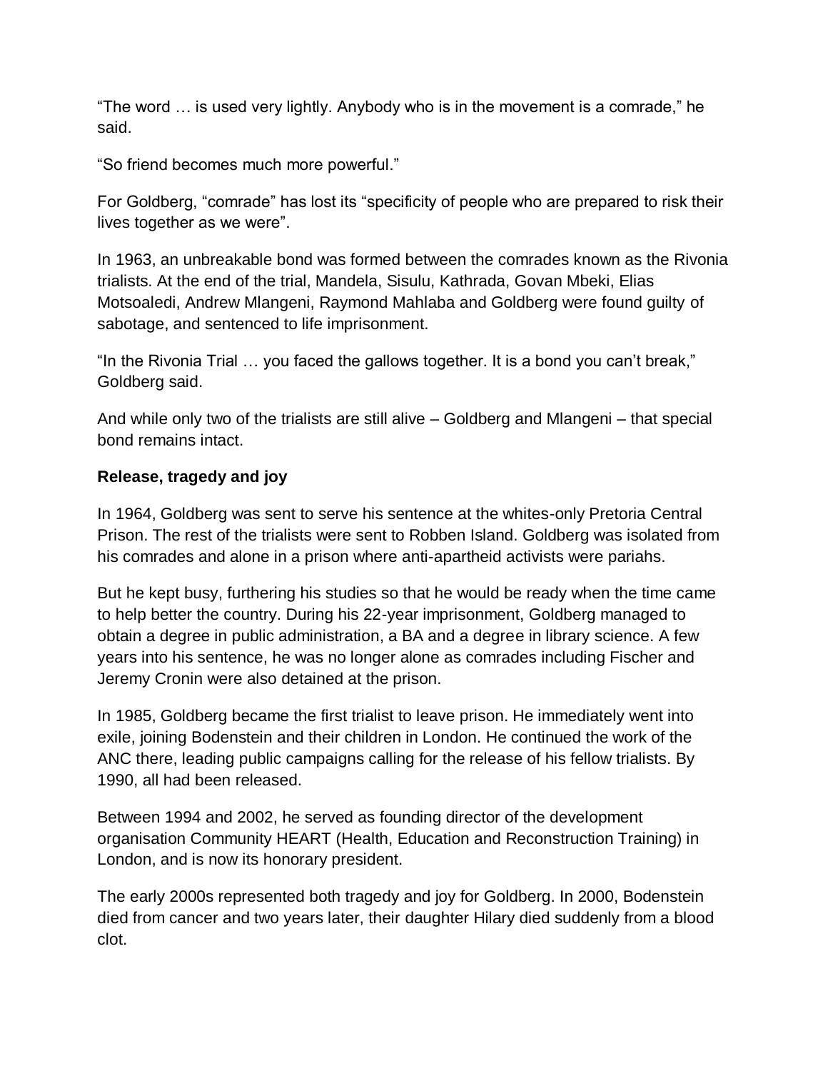"The word … is used very lightly. Anybody who is in the movement is a comrade," he said.

"So friend becomes much more powerful."

For Goldberg, "comrade" has lost its "specificity of people who are prepared to risk their lives together as we were".

In 1963, an unbreakable bond was formed between the comrades known as the Rivonia trialists. At the end of the trial, Mandela, Sisulu, Kathrada, Govan Mbeki, Elias Motsoaledi, Andrew Mlangeni, Raymond Mahlaba and Goldberg were found guilty of sabotage, and sentenced to life imprisonment.

"In the Rivonia Trial … you faced the gallows together. It is a bond you can't break," Goldberg said.

And while only two of the trialists are still alive – Goldberg and Mlangeni – that special bond remains intact.

**Release, tragedy and joy**

In 1964, Goldberg was sent to serve his sentence at the whites-only Pretoria Central Prison. The rest of the trialists were sent to Robben Island. Goldberg was isolated from his comrades and alone in a prison where anti-apartheid activists were pariahs.

But he kept busy, furthering his studies so that he would be ready when the time came to help better the country. During his 22-year imprisonment, Goldberg managed to obtain a degree in public administration, a BA and a degree in library science. A few years into his sentence, he was no longer alone as comrades including Fischer and Jeremy Cronin were also detained at the prison.

In 1985, Goldberg became the first trialist to leave prison. He immediately went into exile, joining Bodenstein and their children in London. He continued the work of the ANC there, leading public campaigns calling for the release of his fellow trialists. By 1990, all had been released.

Between 1994 and 2002, he served as founding director of the development organisation Community HEART (Health, Education and Reconstruction Training) in London, and is now its honorary president.

The early 2000s represented both tragedy and joy for Goldberg. In 2000, Bodenstein died from cancer and two years later, their daughter Hilary died suddenly from a blood clot.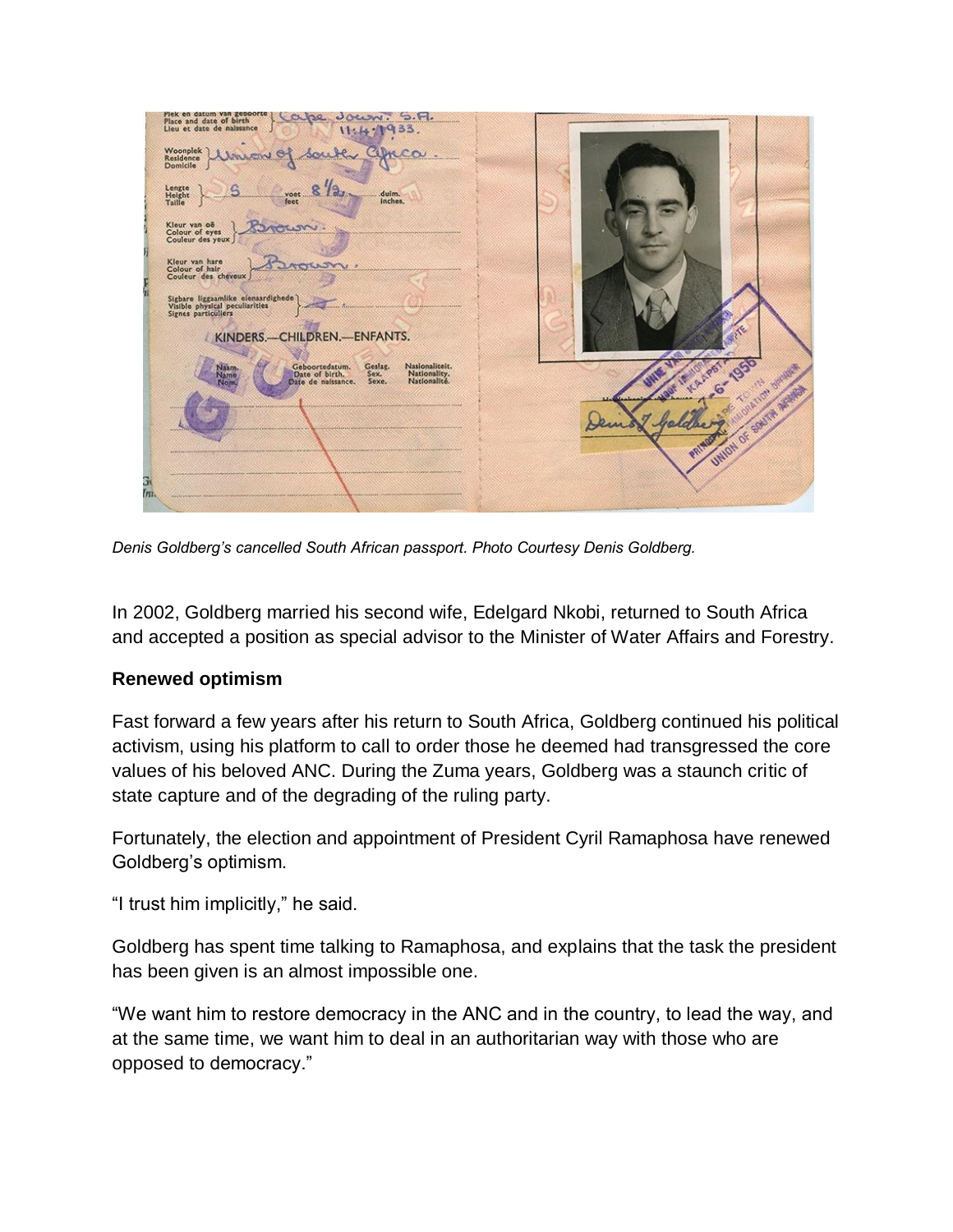*Denis Goldberg's cancelled South African passport. Photo Courtesy Denis Goldberg.*

In 2002, Goldberg married his second wife, Edelgard Nkobi, returned to South Africa and accepted a position as special advisor to the Minister of Water Affairs and Forestry.

**Renewed optimism**

Fast forward a few years after his return to South Africa, Goldberg continued his political activism, using his platform to call to order those he deemed had transgressed the core values of his beloved ANC. During the Zuma years, Goldberg was a staunch critic of state capture and of the degrading of the ruling party.

Fortunately, the election and appointment of President Cyril Ramaphosa have renewed Goldberg's optimism.

"I trust him implicitly," he said.

Goldberg has spent time talking to Ramaphosa, and explains that the task the president has been given is an almost impossible one.

"We want him to restore democracy in the ANC and in the country, to lead the way, and at the same time, we want him to deal in an authoritarian way with those who are opposed to democracy."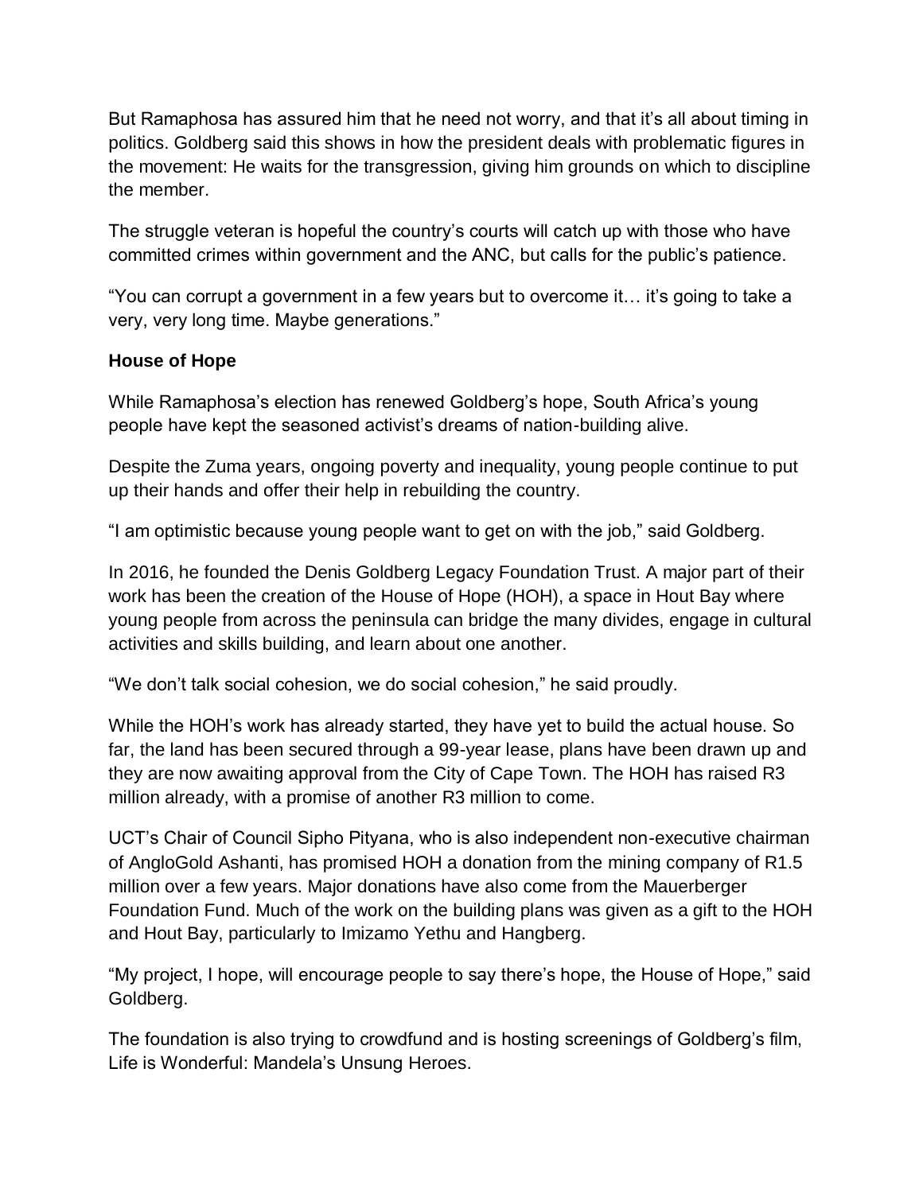But Ramaphosa has assured him that he need not worry, and that it's all about timing in politics. Goldberg said this shows in how the president deals with problematic figures in the movement: He waits for the transgression, giving him grounds on which to discipline the member.

The struggle veteran is hopeful the country's courts will catch up with those who have committed crimes within government and the ANC, but calls for the public's patience.

"You can corrupt a government in a few years but to overcome it… it's going to take a very, very long time. Maybe generations."

**House of Hope**

While Ramaphosa's election has renewed Goldberg's hope, South Africa's young people have kept the seasoned activist's dreams of nation-building alive.

Despite the Zuma years, ongoing poverty and inequality, young people continue to put up their hands and offer their help in rebuilding the country.

"I am optimistic because young people want to get on with the job," said Goldberg.

In 2016, he founded the Denis Goldberg Legacy Foundation Trust. A major part of their work has been the creation of the House of Hope (HOH), a space in Hout Bay where young people from across the peninsula can bridge the many divides, engage in cultural activities and skills building, and learn about one another.

"We don't talk social cohesion, we do social cohesion," he said proudly.

While the HOH's work has already started, they have yet to build the actual house. So far, the land has been secured through a 99-year lease, plans have been drawn up and they are now awaiting approval from the City of Cape Town. The HOH has raised R3 million already, with a promise of another R3 million to come.

UCT's Chair of Council Sipho Pityana, who is also independent non-executive chairman of AngloGold Ashanti, has promised HOH a donation from the mining company of R1.5 million over a few years. Major donations have also come from the Mauerberger Foundation Fund. Much of the work on the building plans was given as a gift to the HOH and Hout Bay, particularly to Imizamo Yethu and Hangberg.

"My project, I hope, will encourage people to say there's hope, the House of Hope," said Goldberg.

The foundation is also trying to crowdfund and is hosting screenings of Goldberg's film, Life is Wonderful: Mandela's Unsung Heroes.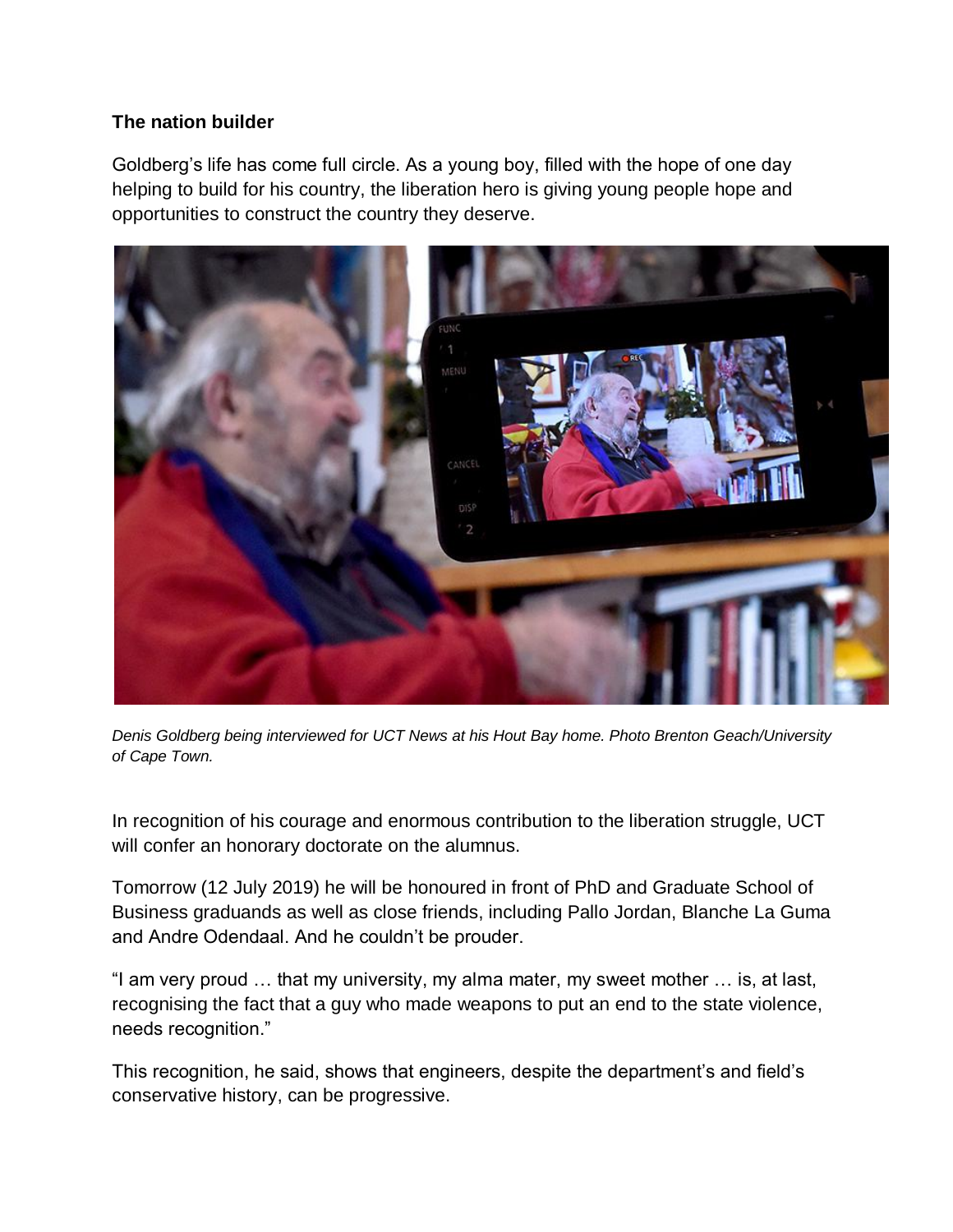**The nation builder**

Goldberg's life has come full circle. As a young boy, filled with the hope of one day helping to build for his country, the liberation hero is giving young people hope and opportunities to construct the country they deserve.

*Denis Goldberg being interviewed for UCT News at his Hout Bay home. Photo Brenton Geach/University of Cape Town.*

In recognition of his courage and enormous contribution to the liberation struggle, UCT will confer an honorary doctorate on the alumnus.

Tomorrow (12 July 2019) he will be honoured in front of PhD and Graduate School of Business graduands as well as close friends, including Pallo Jordan, Blanche La Guma and Andre Odendaal. And he couldn't be prouder.

"I am very proud … that my university, my alma mater, my sweet mother … is, at last, recognising the fact that a guy who made weapons to put an end to the state violence, needs recognition."

This recognition, he said, shows that engineers, despite the department's and field's conservative history, can be progressive.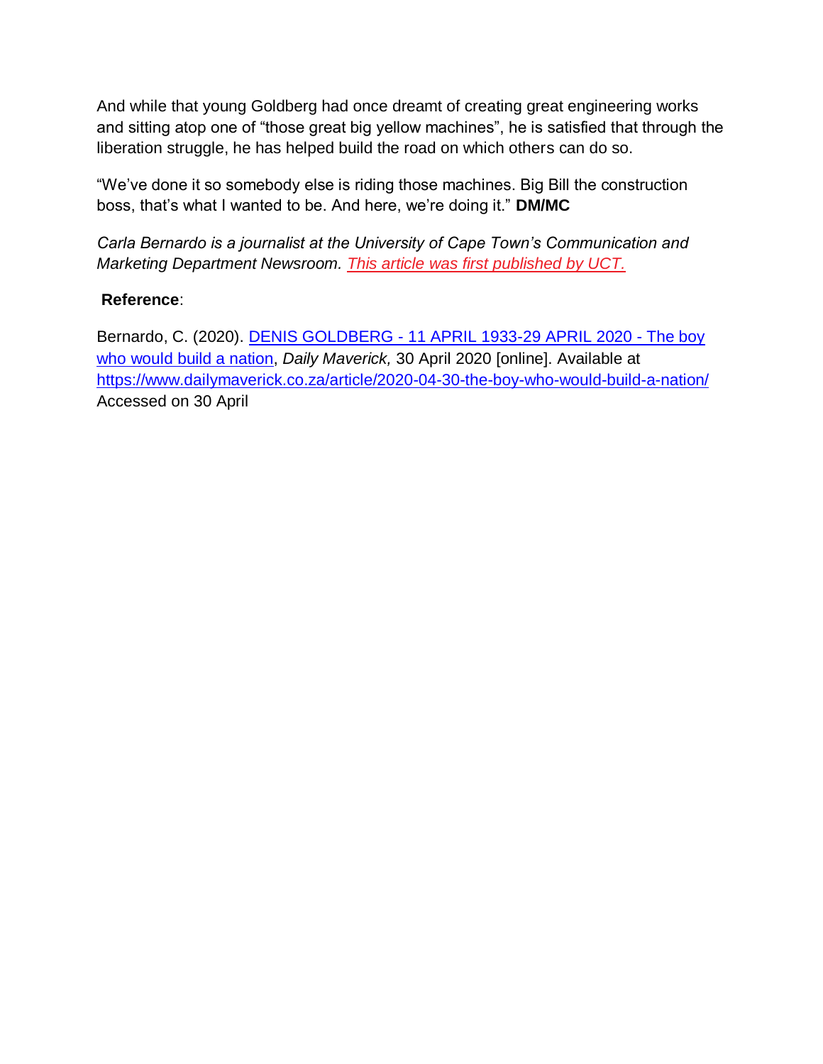And while that young Goldberg had once dreamt of creating great engineering works and sitting atop one of "those great big yellow machines", he is satisfied that through the liberation struggle, he has helped build the road on which others can do so.

"We've done it so somebody else is riding those machines. Big Bill the construction boss, that's what I wanted to be. And here, we're doing it." **DM/MC**

*Carla Bernardo is a journalist at the University of Cape Town's Communication and Marketing Department Newsroom.* *This article was first published by UCT.*

**Reference**:

Bernardo, C. (2020). DENIS GOLDBERG - 11 APRIL 1933-29 APRIL 2020 - The boy who would build a nation, *Daily Maverick,* 30 April 2020 [online]. Available at https://www.dailymaverick.co.za/article/2020-04-30-the-boy-who-would-build-a-nation/ Accessed on 30 April